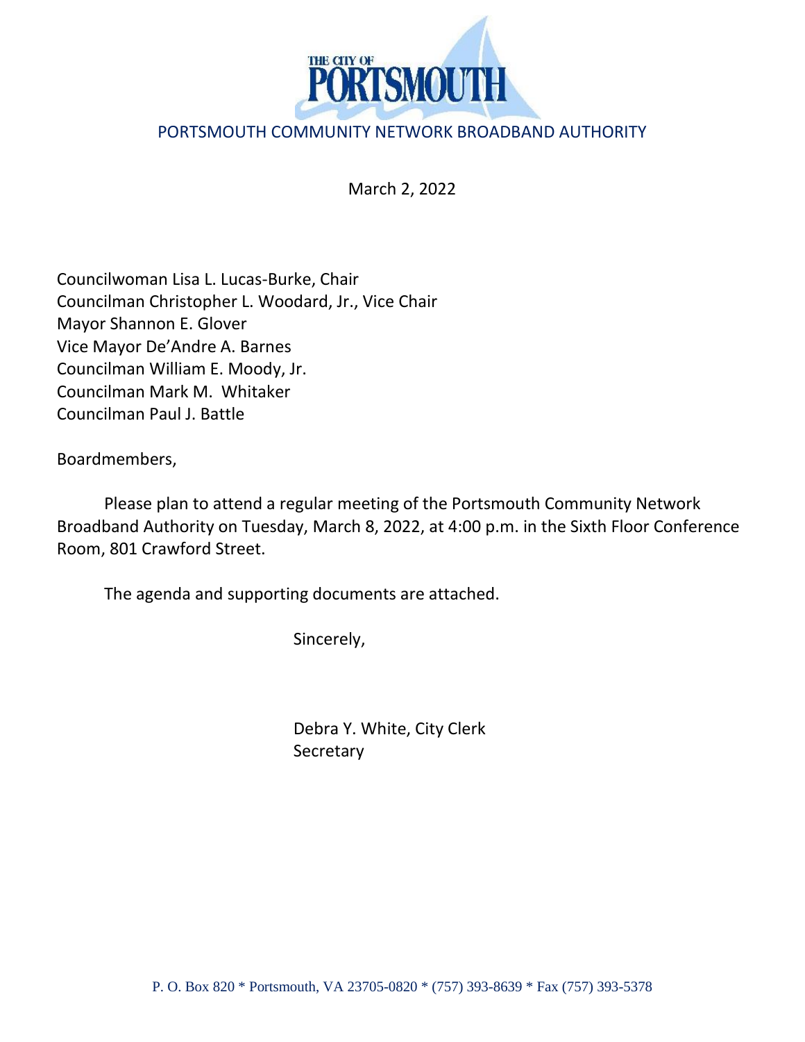THE CITY OF PORTSMOUTH

PORTSMOUTH COMMUNITY NETWORK BROADBAND AUTHORITY

March 2, 2022

Councilwoman Lisa L. Lucas-Burke, Chair
Councilman Christopher L. Woodard, Jr., Vice Chair
Mayor Shannon E. Glover
Vice Mayor De'Andre A. Barnes
Councilman William E. Moody, Jr.
Councilman Mark M. Whitaker
Councilman Paul J. Battle

Boardmembers,

Please plan to attend a regular meeting of the Portsmouth Community Network Broadband Authority on Tuesday, March 8, 2022, at 4:00 p.m. in the Sixth Floor Conference Room, 801 Crawford Street.

The agenda and supporting documents are attached.

Sincerely,

Debra Y. White, City Clerk
Secretary

P. O. Box 820 * Portsmouth, VA 23705-0820 * (757) 393-8639 * Fax (757) 393-5378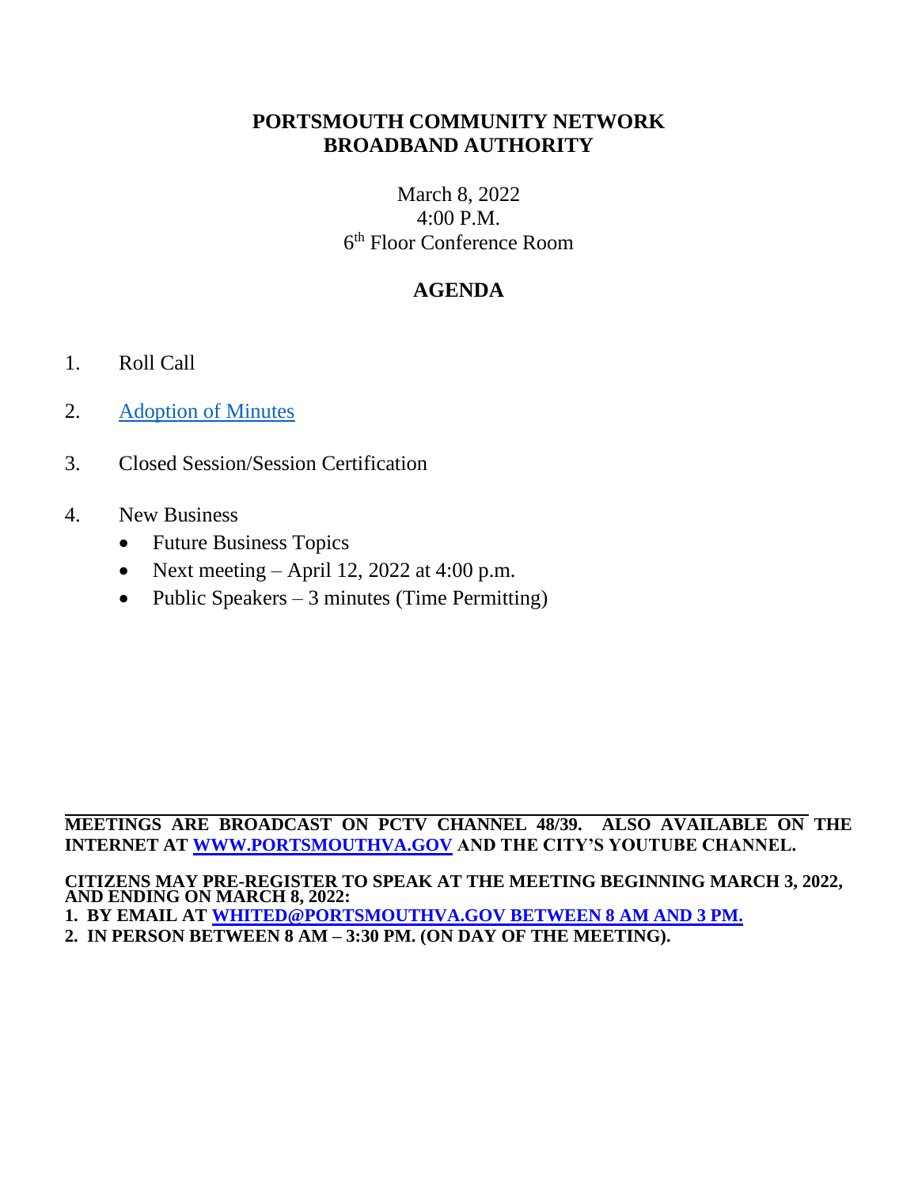# PORTSMOUTH COMMUNITY NETWORK BROADBAND AUTHORITY

March 8, 2022
4:00 P.M.
6th Floor Conference Room

## AGENDA

1. Roll Call
2. Adoption of Minutes
3. Closed Session/Session Certification
4. New Business
   - Future Business Topics
   - Next meeting – April 12, 2022 at 4:00 p.m.
   - Public Speakers – 3 minutes (Time Permitting)

---

**MEETINGS ARE BROADCAST ON PCTV CHANNEL 48/39. ALSO AVAILABLE ON THE INTERNET AT WWW.PORTSMOUTHVA.GOV AND THE CITY'S YOUTUBE CHANNEL.**

**CITIZENS MAY PRE-REGISTER TO SPEAK AT THE MEETING BEGINNING MARCH 3, 2022, AND ENDING ON MARCH 8, 2022:**
**1. BY EMAIL AT WHITED@PORTSMOUTHVA.GOV BETWEEN 8 AM AND 3 PM.**
**2. IN PERSON BETWEEN 8 AM – 3:30 PM. (ON DAY OF THE MEETING).**